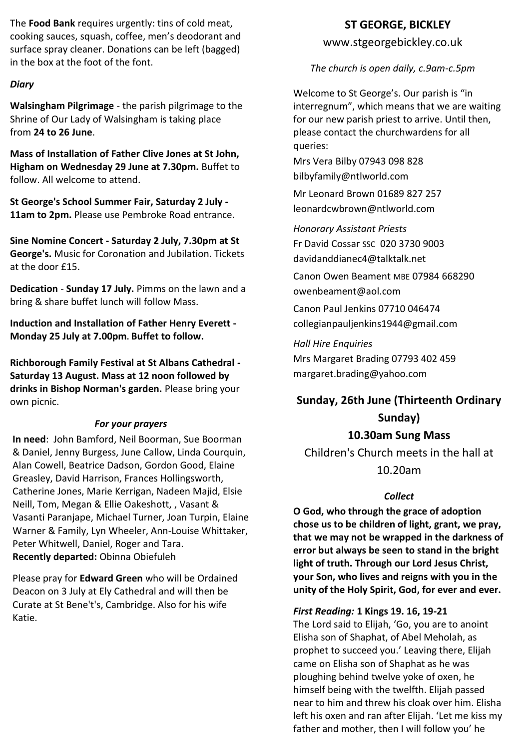The **Food Bank** requires urgently: tins of cold meat, cooking sauces, squash, coffee, men's deodorant and surface spray cleaner. Donations can be left (bagged) in the box at the foot of the font.

### *Diary*

**Walsingham Pilgrimage** - the parish pilgrimage to the Shrine of Our Lady of Walsingham is taking place from **24 to 26 June**.

**Mass of Installation of Father Clive Jones at St John, Higham on Wednesday 29 June at 7.30pm.** Buffet to follow. All welcome to attend.

**St George's School Summer Fair, Saturday 2 July - 11am to 2pm.** Please use Pembroke Road entrance.

**Sine Nomine Concert - Saturday 2 July, 7.30pm at St George's.** Music for Coronation and Jubilation. Tickets at the door £15.

**Dedication** - **Sunday 17 July.** Pimms on the lawn and a bring & share buffet lunch will follow Mass.

**Induction and Installation of Father Henry Everett - Monday 25 July at 7.00pm. Buffet to follow.**

**Richborough Family Festival at St Albans Cathedral - Saturday 13 August. Mass at 12 noon followed by drinks in Bishop Norman's garden.** Please bring your own picnic.

### *For your prayers*

**In need**: John Bamford, Neil Boorman, Sue Boorman & Daniel, Jenny Burgess, June Callow, Linda Courquin, Alan Cowell, Beatrice Dadson, Gordon Good, Elaine Greasley, David Harrison, Frances Hollingsworth, Catherine Jones, Marie Kerrigan, Nadeen Majid, Elsie Neill, Tom, Megan & Ellie Oakeshott, , Vasant & Vasanti Paranjape, Michael Turner, Joan Turpin, Elaine Warner & Family, Lyn Wheeler, Ann-Louise Whittaker, Peter Whitwell, Daniel, Roger and Tara.
**Recently departed:** Obinna Obiefuleh

Please pray for **Edward Green** who will be Ordained Deacon on 3 July at Ely Cathedral and will then be Curate at St Bene't's, Cambridge. Also for his wife Katie.

# ST GEORGE, BICKLEY

www.stgeorgebickley.co.uk

*The church is open daily, c.9am-c.5pm*

Welcome to St George's. Our parish is "in interregnum", which means that we are waiting for our new parish priest to arrive. Until then, please contact the churchwardens for all queries:

Mrs Vera Bilby 07943 098 828
bilbyfamily@ntlworld.com

Mr Leonard Brown 01689 827 257
leonardcwbrown@ntlworld.com

*Honorary Assistant Priests*
Fr David Cossar SSC 020 3730 9003
davidanddianec4@talktalk.net

Canon Owen Beament MBE 07984 668290
owenbeament@aol.com

Canon Paul Jenkins 07710 046474
collegianpauljenkins1944@gmail.com

*Hall Hire Enquiries*
Mrs Margaret Brading 07793 402 459
margaret.brading@yahoo.com

## Sunday, 26th June (Thirteenth Ordinary Sunday)

## 10.30am Sung Mass

Children's Church meets in the hall at 10.20am

### *Collect*

**O God, who through the grace of adoption chose us to be children of light, grant, we pray, that we may not be wrapped in the darkness of error but always be seen to stand in the bright light of truth. Through our Lord Jesus Christ, your Son, who lives and reigns with you in the unity of the Holy Spirit, God, for ever and ever.**

***First Reading:* 1 Kings 19. 16, 19-21**
The Lord said to Elijah, 'Go, you are to anoint Elisha son of Shaphat, of Abel Meholah, as prophet to succeed you.' Leaving there, Elijah came on Elisha son of Shaphat as he was ploughing behind twelve yoke of oxen, he himself being with the twelfth. Elijah passed near to him and threw his cloak over him. Elisha left his oxen and ran after Elijah. 'Let me kiss my father and mother, then I will follow you' he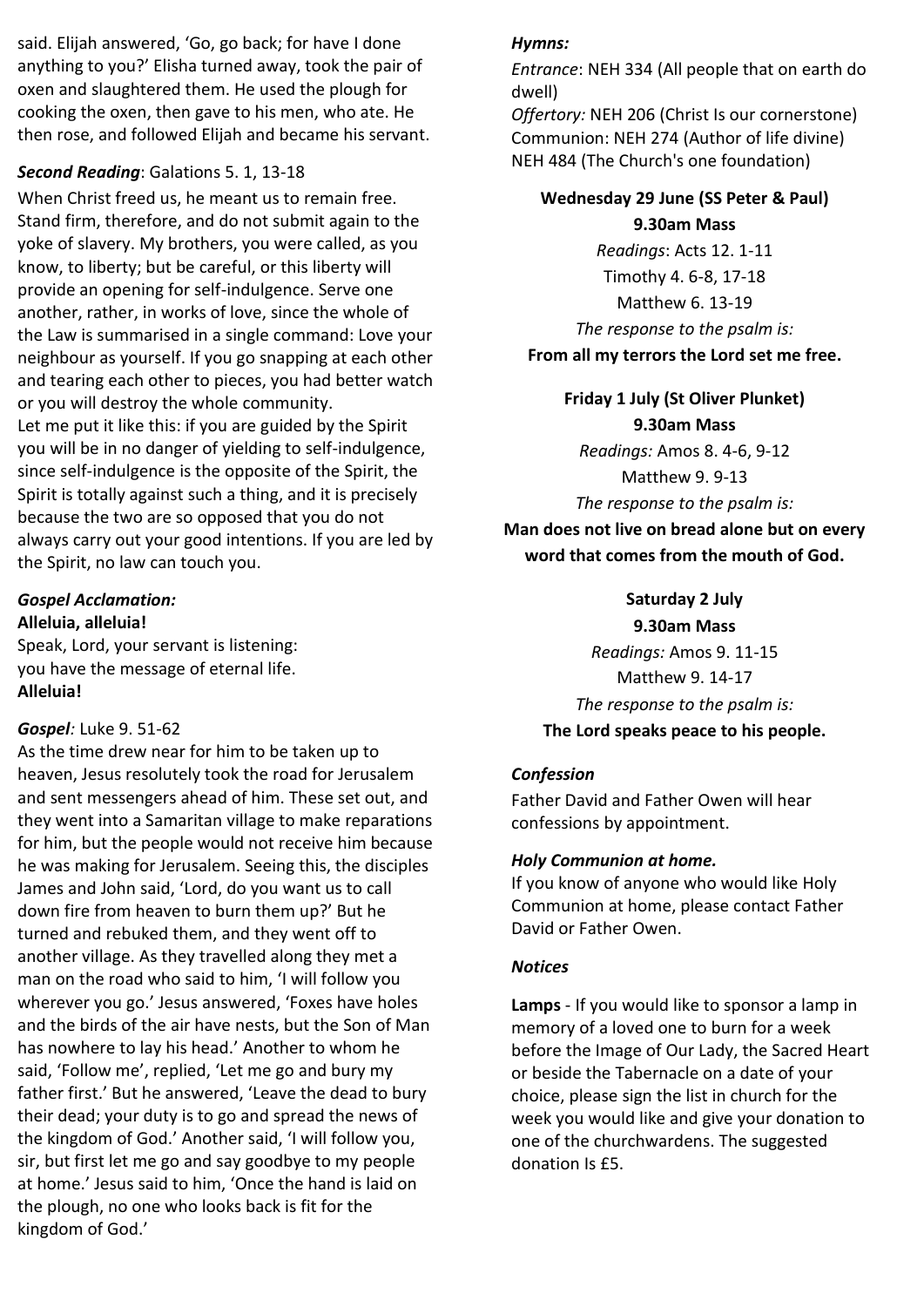said. Elijah answered, 'Go, go back; for have I done anything to you?' Elisha turned away, took the pair of oxen and slaughtered them. He used the plough for cooking the oxen, then gave to his men, who ate. He then rose, and followed Elijah and became his servant.

***Second Reading***: Galatians 5. 1, 13-18

When Christ freed us, he meant us to remain free. Stand firm, therefore, and do not submit again to the yoke of slavery. My brothers, you were called, as you know, to liberty; but be careful, or this liberty will provide an opening for self-indulgence. Serve one another, rather, in works of love, since the whole of the Law is summarised in a single command: Love your neighbour as yourself. If you go snapping at each other and tearing each other to pieces, you had better watch or you will destroy the whole community.
Let me put it like this: if you are guided by the Spirit you will be in no danger of yielding to self-indulgence, since self-indulgence is the opposite of the Spirit, the Spirit is totally against such a thing, and it is precisely because the two are so opposed that you do not always carry out your good intentions. If you are led by the Spirit, no law can touch you.

***Gospel Acclamation:***

**Alleluia, alleluia!**
Speak, Lord, your servant is listening:
you have the message of eternal life.
**Alleluia!**

***Gospel:*** Luke 9. 51-62

As the time drew near for him to be taken up to heaven, Jesus resolutely took the road for Jerusalem and sent messengers ahead of him. These set out, and they went into a Samaritan village to make reparations for him, but the people would not receive him because he was making for Jerusalem. Seeing this, the disciples James and John said, 'Lord, do you want us to call down fire from heaven to burn them up?' But he turned and rebuked them, and they went off to another village. As they travelled along they met a man on the road who said to him, 'I will follow you wherever you go.' Jesus answered, 'Foxes have holes and the birds of the air have nests, but the Son of Man has nowhere to lay his head.' Another to whom he said, 'Follow me', replied, 'Let me go and bury my father first.' But he answered, 'Leave the dead to bury their dead; your duty is to go and spread the news of the kingdom of God.' Another said, 'I will follow you, sir, but first let me go and say goodbye to my people at home.' Jesus said to him, 'Once the hand is laid on the plough, no one who looks back is fit for the kingdom of God.'

***Hymns:***

*Entrance*: NEH 334 (All people that on earth do dwell)
*Offertory:* NEH 206 (Christ Is our cornerstone)
Communion: NEH 274 (Author of life divine)
NEH 484 (The Church's one foundation)

**Wednesday 29 June (SS Peter & Paul)**
**9.30am Mass**

*Readings*: Acts 12. 1-11
Timothy 4. 6-8, 17-18
Matthew 6. 13-19
*The response to the psalm is:*
**From all my terrors the Lord set me free.**

**Friday 1 July (St Oliver Plunket)**
**9.30am Mass**

*Readings:* Amos 8. 4-6, 9-12
Matthew 9. 9-13
*The response to the psalm is:*
**Man does not live on bread alone but on every word that comes from the mouth of God.**

**Saturday 2 July**
**9.30am Mass**

*Readings:* Amos 9. 11-15
Matthew 9. 14-17
*The response to the psalm is:*
**The Lord speaks peace to his people.**

***Confession***

Father David and Father Owen will hear confessions by appointment.

***Holy Communion at home.***

If you know of anyone who would like Holy Communion at home, please contact Father David or Father Owen.

***Notices***

**Lamps** - If you would like to sponsor a lamp in memory of a loved one to burn for a week before the Image of Our Lady, the Sacred Heart or beside the Tabernacle on a date of your choice, please sign the list in church for the week you would like and give your donation to one of the churchwardens. The suggested donation Is £5.